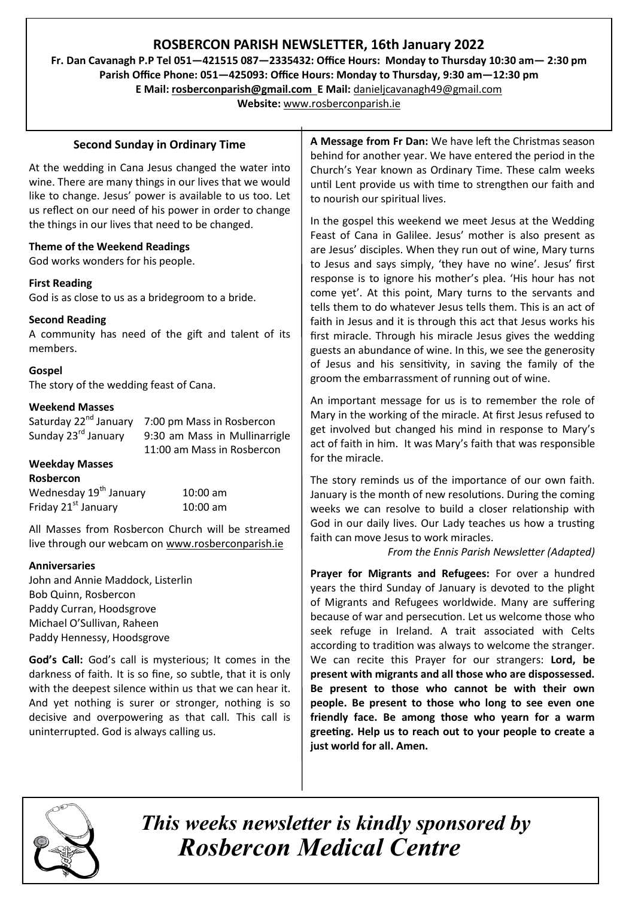# ROSBERCON PARISH NEWSLETTER, 16th January 2022

**Fr. Dan Cavanagh P.P Tel 051—421515 087—2335432: Office Hours: Monday to Thursday 10:30 am— 2:30 pm**
**Parish Office Phone: 051—425093: Office Hours: Monday to Thursday, 9:30 am—12:30 pm**
**E Mail: rosberconparish@gmail.com E Mail:** danieljcavanagh49@gmail.com
**Website:** www.rosberconparish.ie

## Second Sunday in Ordinary Time

At the wedding in Cana Jesus changed the water into wine. There are many things in our lives that we would like to change. Jesus' power is available to us too. Let us reflect on our need of his power in order to change the things in our lives that need to be changed.

**Theme of the Weekend Readings**
God works wonders for his people.

**First Reading**
God is as close to us as a bridegroom to a bride.

**Second Reading**
A community has need of the gift and talent of its members.

**Gospel**
The story of the wedding feast of Cana.

**Weekend Masses**

Saturday 22nd January 7:00 pm Mass in Rosbercon
Sunday 23rd January 9:30 am Mass in Mullinarrigle
11:00 am Mass in Rosbercon

**Weekday Masses**
**Rosbercon**

Wednesday 19th January 10:00 am
Friday 21st January 10:00 am

All Masses from Rosbercon Church will be streamed live through our webcam on www.rosberconparish.ie

**Anniversaries**
John and Annie Maddock, Listerlin
Bob Quinn, Rosbercon
Paddy Curran, Hoodsgrove
Michael O'Sullivan, Raheen
Paddy Hennessy, Hoodsgrove

**God's Call:** God's call is mysterious; It comes in the darkness of faith. It is so fine, so subtle, that it is only with the deepest silence within us that we can hear it. And yet nothing is surer or stronger, nothing is so decisive and overpowering as that call. This call is uninterrupted. God is always calling us.

**A Message from Fr Dan:** We have left the Christmas season behind for another year. We have entered the period in the Church's Year known as Ordinary Time. These calm weeks until Lent provide us with time to strengthen our faith and to nourish our spiritual lives.

In the gospel this weekend we meet Jesus at the Wedding Feast of Cana in Galilee. Jesus' mother is also present as are Jesus' disciples. When they run out of wine, Mary turns to Jesus and says simply, 'they have no wine'. Jesus' first response is to ignore his mother's plea. 'His hour has not come yet'. At this point, Mary turns to the servants and tells them to do whatever Jesus tells them. This is an act of faith in Jesus and it is through this act that Jesus works his first miracle. Through his miracle Jesus gives the wedding guests an abundance of wine. In this, we see the generosity of Jesus and his sensitivity, in saving the family of the groom the embarrassment of running out of wine.

An important message for us is to remember the role of Mary in the working of the miracle. At first Jesus refused to get involved but changed his mind in response to Mary's act of faith in him. It was Mary's faith that was responsible for the miracle.

The story reminds us of the importance of our own faith. January is the month of new resolutions. During the coming weeks we can resolve to build a closer relationship with God in our daily lives. Our Lady teaches us how a trusting faith can move Jesus to work miracles.

*From the Ennis Parish Newsletter (Adapted)*

**Prayer for Migrants and Refugees:** For over a hundred years the third Sunday of January is devoted to the plight of Migrants and Refugees worldwide. Many are suffering because of war and persecution. Let us welcome those who seek refuge in Ireland. A trait associated with Celts according to tradition was always to welcome the stranger. We can recite this Prayer for our strangers: **Lord, be present with migrants and all those who are dispossessed. Be present to those who cannot be with their own people. Be present to those who long to see even one friendly face. Be among those who yearn for a warm greeting. Help us to reach out to your people to create a just world for all. Amen.**

***This weeks newsletter is kindly sponsored by Rosbercon Medical Centre***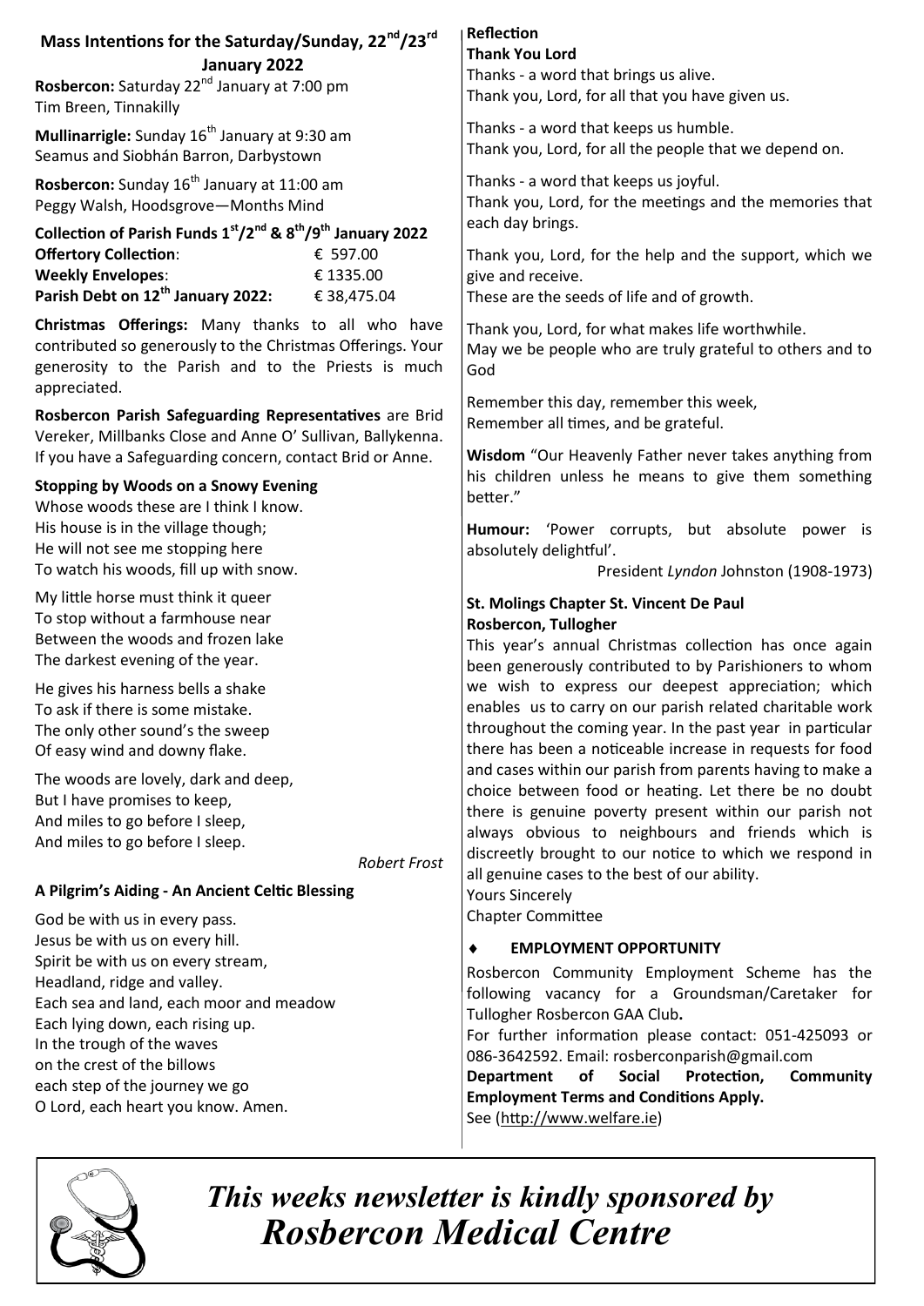## Mass Intentions for the Saturday/Sunday, 22nd/23rd January 2022

**Rosbercon:** Saturday 22nd January at 7:00 pm
Tim Breen, Tinnakilly

**Mullinarrigle:** Sunday 16th January at 9:30 am
Seamus and Siobhán Barron, Darbystown

**Rosbercon:** Sunday 16th January at 11:00 am
Peggy Walsh, Hoodsgrove—Months Mind

**Collection of Parish Funds 1st/2nd & 8th/9th January 2022**

| | |
|---|---|
| **Offertory Collection**: | € 597.00 |
| **Weekly Envelopes**: | € 1335.00 |
| **Parish Debt on 12th January 2022:** | € 38,475.04 |

**Christmas Offerings:** Many thanks to all who have contributed so generously to the Christmas Offerings. Your generosity to the Parish and to the Priests is much appreciated.

**Rosbercon Parish Safeguarding Representatives** are Brid Vereker, Millbanks Close and Anne O' Sullivan, Ballykenna. If you have a Safeguarding concern, contact Brid or Anne.

### Stopping by Woods on a Snowy Evening

Whose woods these are I think I know.
His house is in the village though;
He will not see me stopping here
To watch his woods, fill up with snow.

My little horse must think it queer
To stop without a farmhouse near
Between the woods and frozen lake
The darkest evening of the year.

He gives his harness bells a shake
To ask if there is some mistake.
The only other sound's the sweep
Of easy wind and downy flake.

The woods are lovely, dark and deep,
But I have promises to keep,
And miles to go before I sleep,
And miles to go before I sleep.

*Robert Frost*

### A Pilgrim's Aiding - An Ancient Celtic Blessing

God be with us in every pass.
Jesus be with us on every hill.
Spirit be with us on every stream,
Headland, ridge and valley.
Each sea and land, each moor and meadow
Each lying down, each rising up.
In the trough of the waves
on the crest of the billows
each step of the journey we go
O Lord, each heart you know. Amen.

### Reflection

**Thank You Lord**

Thanks - a word that brings us alive.
Thank you, Lord, for all that you have given us.

Thanks - a word that keeps us humble.
Thank you, Lord, for all the people that we depend on.

Thanks - a word that keeps us joyful.
Thank you, Lord, for the meetings and the memories that each day brings.

Thank you, Lord, for the help and the support, which we give and receive.
These are the seeds of life and of growth.

Thank you, Lord, for what makes life worthwhile.
May we be people who are truly grateful to others and to God

Remember this day, remember this week,
Remember all times, and be grateful.

**Wisdom** "Our Heavenly Father never takes anything from his children unless he means to give them something better."

**Humour:** 'Power corrupts, but absolute power is absolutely delightful'.

President *Lyndon* Johnston (1908-1973)

### St. Molings Chapter St. Vincent De Paul Rosbercon, Tullogher

This year's annual Christmas collection has once again been generously contributed to by Parishioners to whom we wish to express our deepest appreciation; which enables us to carry on our parish related charitable work throughout the coming year. In the past year in particular there has been a noticeable increase in requests for food and cases within our parish from parents having to make a choice between food or heating. Let there be no doubt there is genuine poverty present within our parish not always obvious to neighbours and friends which is discreetly brought to our notice to which we respond in all genuine cases to the best of our ability.

Yours Sincerely
Chapter Committee

- **EMPLOYMENT OPPORTUNITY**

Rosbercon Community Employment Scheme has the following vacancy for a Groundsman/Caretaker for Tullogher Rosbercon GAA Club**.**
For further information please contact: 051-425093 or 086-3642592. Email: rosberconparish@gmail.com
**Department of Social Protection, Community Employment Terms and Conditions Apply.**
See (http://www.welfare.ie)

***This weeks newsletter is kindly sponsored by Rosbercon Medical Centre***